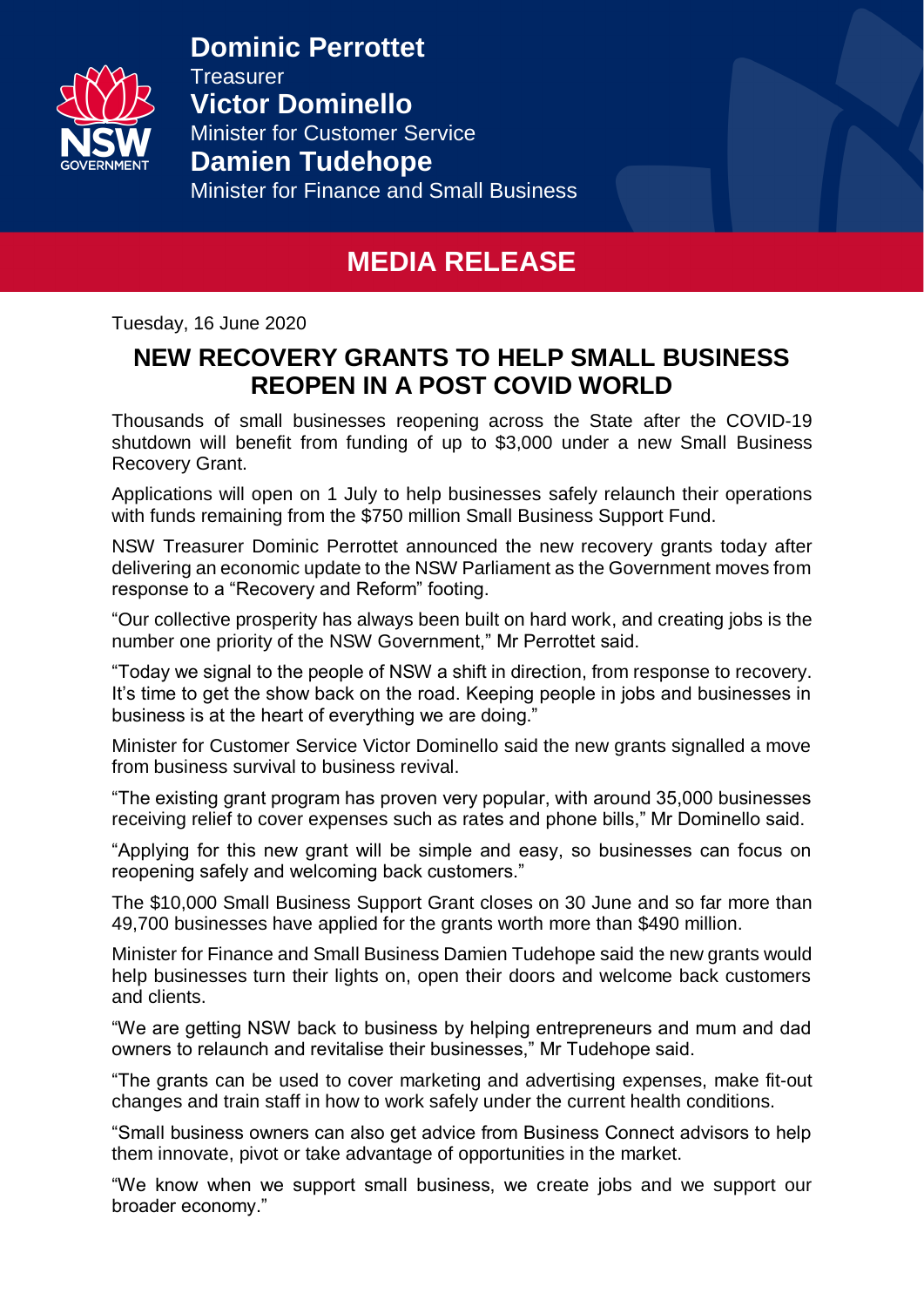**Dominic Perrottet**
Treasurer
**Victor Dominello**
Minister for Customer Service
**Damien Tudehope**
Minister for Finance and Small Business

# MEDIA RELEASE

Tuesday, 16 June 2020

## NEW RECOVERY GRANTS TO HELP SMALL BUSINESS REOPEN IN A POST COVID WORLD

Thousands of small businesses reopening across the State after the COVID-19 shutdown will benefit from funding of up to $3,000 under a new Small Business Recovery Grant.

Applications will open on 1 July to help businesses safely relaunch their operations with funds remaining from the $750 million Small Business Support Fund.

NSW Treasurer Dominic Perrottet announced the new recovery grants today after delivering an economic update to the NSW Parliament as the Government moves from response to a "Recovery and Reform" footing.

"Our collective prosperity has always been built on hard work, and creating jobs is the number one priority of the NSW Government," Mr Perrottet said.

"Today we signal to the people of NSW a shift in direction, from response to recovery. It's time to get the show back on the road. Keeping people in jobs and businesses in business is at the heart of everything we are doing."

Minister for Customer Service Victor Dominello said the new grants signalled a move from business survival to business revival.

"The existing grant program has proven very popular, with around 35,000 businesses receiving relief to cover expenses such as rates and phone bills," Mr Dominello said.

"Applying for this new grant will be simple and easy, so businesses can focus on reopening safely and welcoming back customers."

The $10,000 Small Business Support Grant closes on 30 June and so far more than 49,700 businesses have applied for the grants worth more than $490 million.

Minister for Finance and Small Business Damien Tudehope said the new grants would help businesses turn their lights on, open their doors and welcome back customers and clients.

"We are getting NSW back to business by helping entrepreneurs and mum and dad owners to relaunch and revitalise their businesses," Mr Tudehope said.

"The grants can be used to cover marketing and advertising expenses, make fit-out changes and train staff in how to work safely under the current health conditions.

"Small business owners can also get advice from Business Connect advisors to help them innovate, pivot or take advantage of opportunities in the market.

"We know when we support small business, we create jobs and we support our broader economy."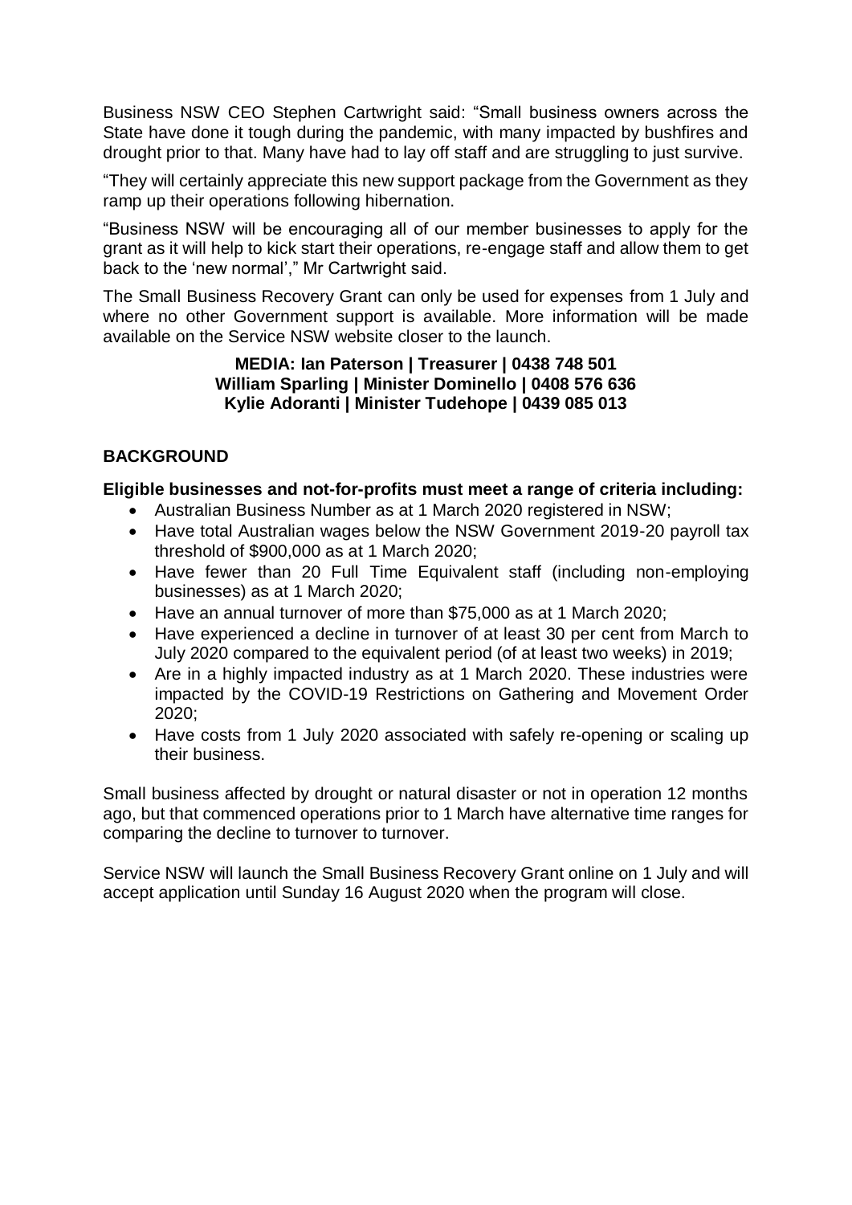Business NSW CEO Stephen Cartwright said: “Small business owners across the State have done it tough during the pandemic, with many impacted by bushfires and drought prior to that. Many have had to lay off staff and are struggling to just survive.

“They will certainly appreciate this new support package from the Government as they ramp up their operations following hibernation.

“Business NSW will be encouraging all of our member businesses to apply for the grant as it will help to kick start their operations, re-engage staff and allow them to get back to the ‘new normal’,” Mr Cartwright said.

The Small Business Recovery Grant can only be used for expenses from 1 July and where no other Government support is available. More information will be made available on the Service NSW website closer to the launch.

**MEDIA: Ian Paterson | Treasurer | 0438 748 501**
**William Sparling | Minister Dominello | 0408 576 636**
**Kylie Adoranti | Minister Tudehope | 0439 085 013**

## BACKGROUND

**Eligible businesses and not-for-profits must meet a range of criteria including:**

- Australian Business Number as at 1 March 2020 registered in NSW;
- Have total Australian wages below the NSW Government 2019-20 payroll tax threshold of $900,000 as at 1 March 2020;
- Have fewer than 20 Full Time Equivalent staff (including non-employing businesses) as at 1 March 2020;
- Have an annual turnover of more than $75,000 as at 1 March 2020;
- Have experienced a decline in turnover of at least 30 per cent from March to July 2020 compared to the equivalent period (of at least two weeks) in 2019;
- Are in a highly impacted industry as at 1 March 2020. These industries were impacted by the COVID-19 Restrictions on Gathering and Movement Order 2020;
- Have costs from 1 July 2020 associated with safely re-opening or scaling up their business.

Small business affected by drought or natural disaster or not in operation 12 months ago, but that commenced operations prior to 1 March have alternative time ranges for comparing the decline to turnover to turnover.

Service NSW will launch the Small Business Recovery Grant online on 1 July and will accept application until Sunday 16 August 2020 when the program will close.